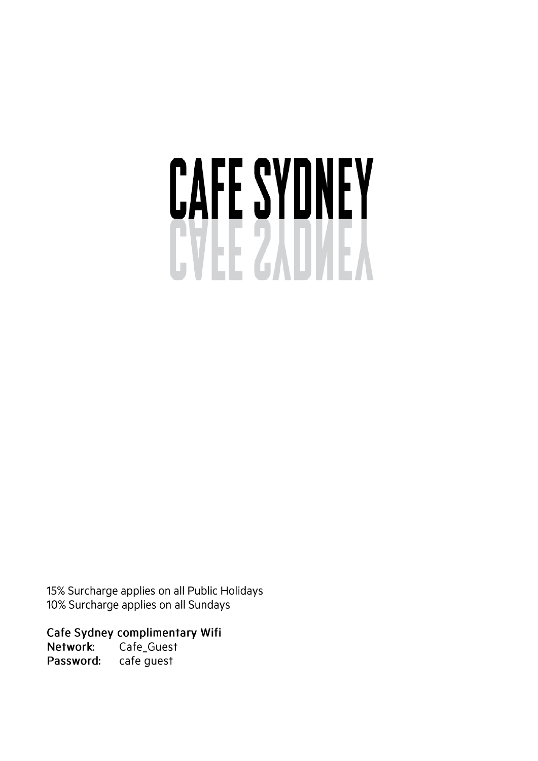# CAFE SYDNEY

15% Surcharge applies on all Public Holidays
10% Surcharge applies on all Sundays

**Cafe Sydney complimentary Wifi**
**Network:** Cafe_Guest
**Password:** cafe guest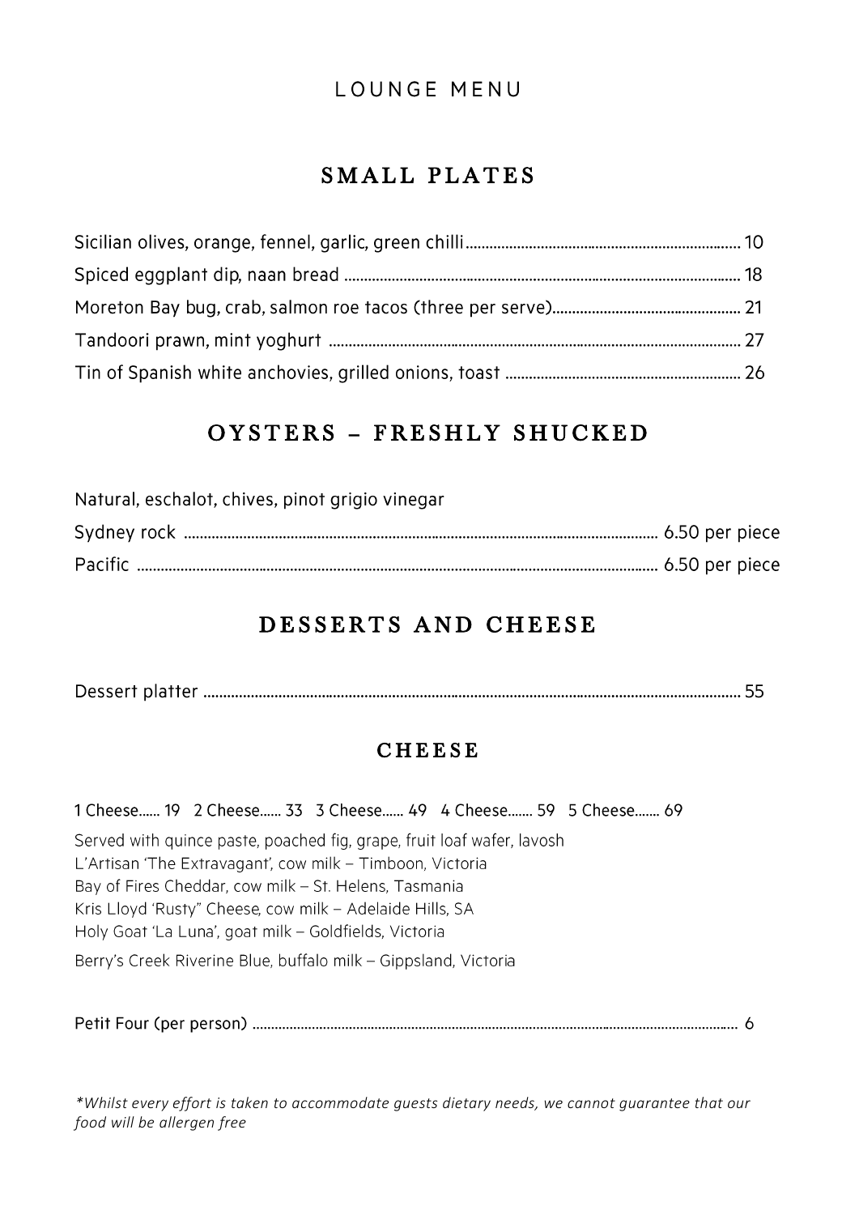# LOUNGE MENU

## SMALL PLATES

Sicilian olives, orange, fennel, garlic, green chilli...... 10
Spiced eggplant dip, naan bread ...... 18
Moreton Bay bug, crab, salmon roe tacos (three per serve)...... 21
Tandoori prawn, mint yoghurt ...... 27
Tin of Spanish white anchovies, grilled onions, toast ...... 26

## OYSTERS – FRESHLY SHUCKED

Natural, eschalot, chives, pinot grigio vinegar
Sydney rock ...... 6.50 per piece
Pacific ...... 6.50 per piece

## DESSERTS AND CHEESE

Dessert platter ...... 55

### CHEESE

1 Cheese...... 19 2 Cheese...... 33 3 Cheese...... 49 4 Cheese....... 59 5 Cheese....... 69

Served with quince paste, poached fig, grape, fruit loaf wafer, lavosh
L'Artisan 'The Extravagant', cow milk – Timboon, Victoria
Bay of Fires Cheddar, cow milk – St. Helens, Tasmania
Kris Lloyd 'Rusty" Cheese, cow milk – Adelaide Hills, SA
Holy Goat 'La Luna', goat milk – Goldfields, Victoria
Berry's Creek Riverine Blue, buffalo milk – Gippsland, Victoria

Petit Four (per person) ...... 6

*\*Whilst every effort is taken to accommodate guests dietary needs, we cannot guarantee that our food will be allergen free*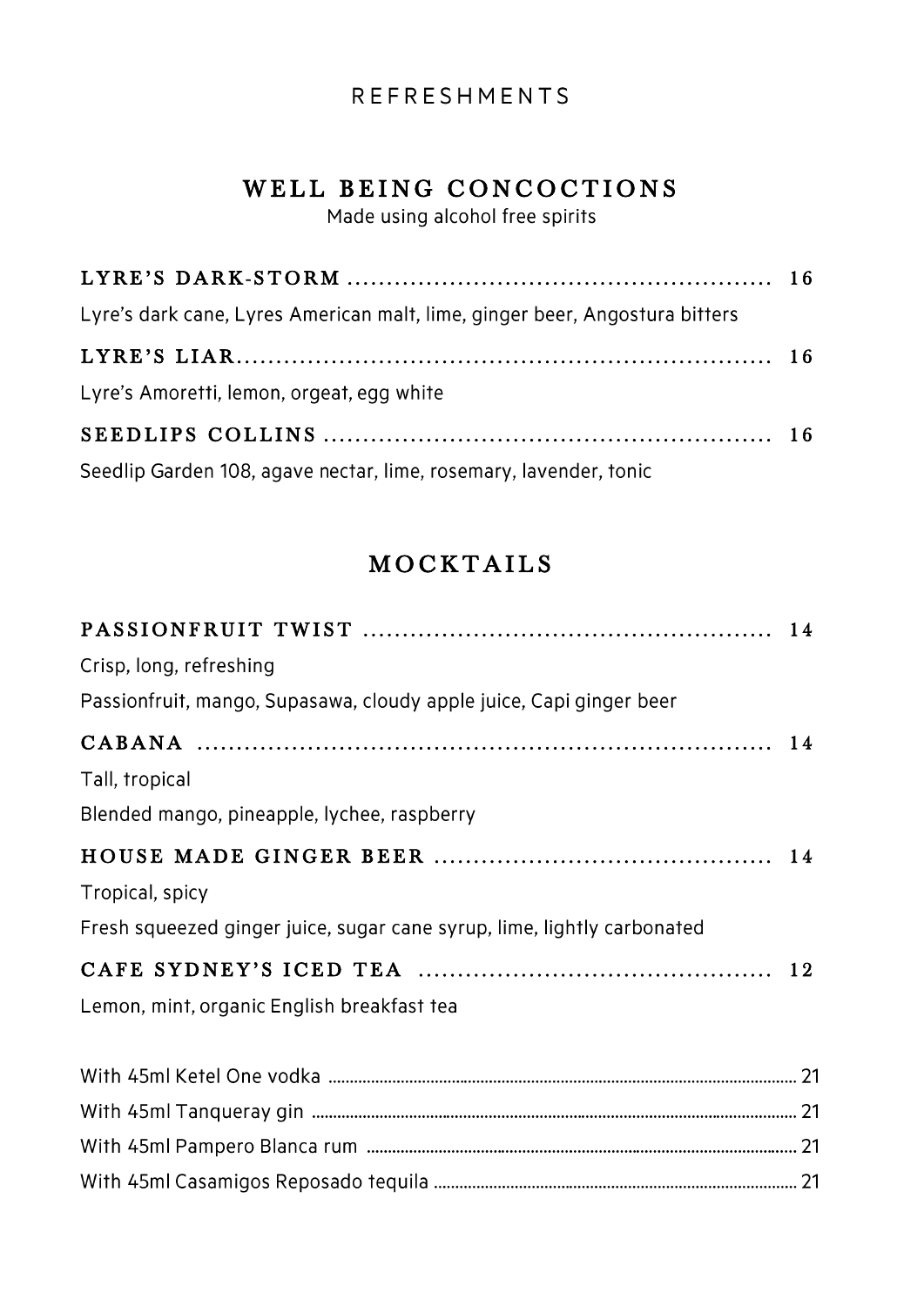# REFRESHMENTS

## WELL BEING CONCOCTIONS

Made using alcohol free spirits

**LYRE'S DARK-STORM** .................................................... 16

Lyre's dark cane, Lyres American malt, lime, ginger beer, Angostura bitters

**LYRE'S LIAR**.................................................................. 16

Lyre's Amoretti, lemon, orgeat, egg white

**SEEDLIPS COLLINS** ....................................................... 16

Seedlip Garden 108, agave nectar, lime, rosemary, lavender, tonic

## MOCKTAILS

**PASSIONFRUIT TWIST** .................................................. 14

Crisp, long, refreshing

Passionfruit, mango, Supasawa, cloudy apple juice, Capi ginger beer

**CABANA** ........................................................................ 14

Tall, tropical

Blended mango, pineapple, lychee, raspberry

**HOUSE MADE GINGER BEER** .......................................... 14

Tropical, spicy

Fresh squeezed ginger juice, sugar cane syrup, lime, lightly carbonated

**CAFE SYDNEY'S ICED TEA** ............................................ 12

Lemon, mint, organic English breakfast tea

With 45ml Ketel One vodka ........................................................ 21

With 45ml Tanqueray gin ............................................................ 21

With 45ml Pampero Blanca rum ................................................. 21

With 45ml Casamigos Reposado tequila .................................... 21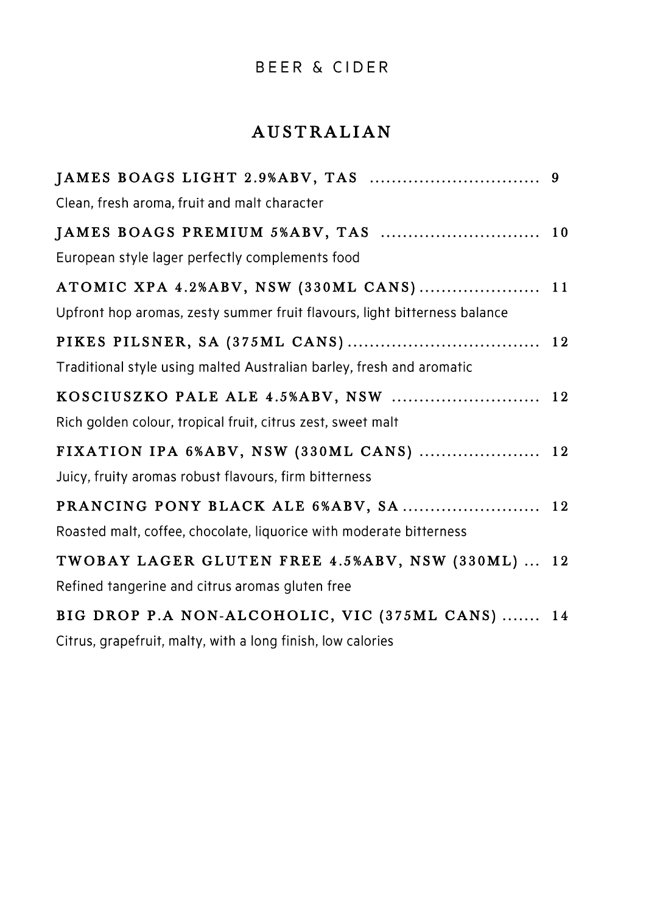# BEER & CIDER

## AUSTRALIAN

**JAMES BOAGS LIGHT 2.9%ABV, TAS** .............................. 9

Clean, fresh aroma, fruit and malt character

**JAMES BOAGS PREMIUM 5%ABV, TAS** ............................ 10

European style lager perfectly complements food

**ATOMIC XPA 4.2%ABV, NSW (330ML CANS)** ..................... 11

Upfront hop aromas, zesty summer fruit flavours, light bitterness balance

**PIKES PILSNER, SA (375ML CANS)** .................................. 12

Traditional style using malted Australian barley, fresh and aromatic

**KOSCIUSZKO PALE ALE 4.5%ABV, NSW** .......................... 12

Rich golden colour, tropical fruit, citrus zest, sweet malt

**FIXATION IPA 6%ABV, NSW (330ML CANS)** ..................... 12

Juicy, fruity aromas robust flavours, firm bitterness

**PRANCING PONY BLACK ALE 6%ABV, SA** ........................ 12

Roasted malt, coffee, chocolate, liquorice with moderate bitterness

**TWOBAY LAGER GLUTEN FREE 4.5%ABV, NSW (330ML)** ... 12

Refined tangerine and citrus aromas gluten free

**BIG DROP P.A NON-ALCOHOLIC, VIC (375ML CANS)** ....... 14

Citrus, grapefruit, malty, with a long finish, low calories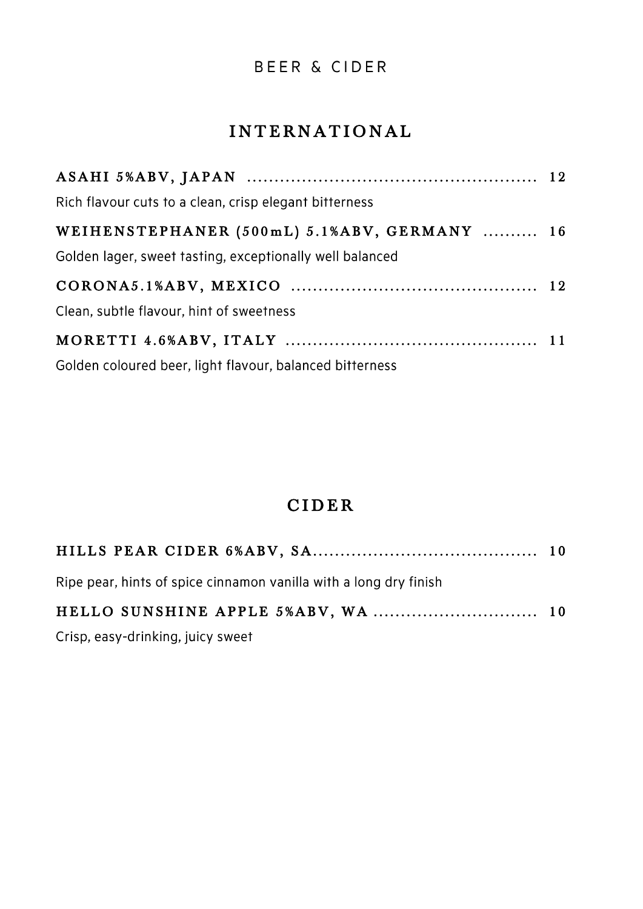# BEER & CIDER

## INTERNATIONAL

**ASAHI 5%ABV, JAPAN** ..................................................... **12**

Rich flavour cuts to a clean, crisp elegant bitterness

**WEIHENSTEPHANER (500mL) 5.1%ABV, GERMANY** .......... **16**

Golden lager, sweet tasting, exceptionally well balanced

**CORONA5.1%ABV, MEXICO** ............................................. **12**

Clean, subtle flavour, hint of sweetness

**MORETTI 4.6%ABV, ITALY** .............................................. **11**

Golden coloured beer, light flavour, balanced bitterness

## CIDER

**HILLS PEAR CIDER 6%ABV, SA**......................................... **10**

Ripe pear, hints of spice cinnamon vanilla with a long dry finish

**HELLO SUNSHINE APPLE 5%ABV, WA** ............................. **10**

Crisp, easy-drinking, juicy sweet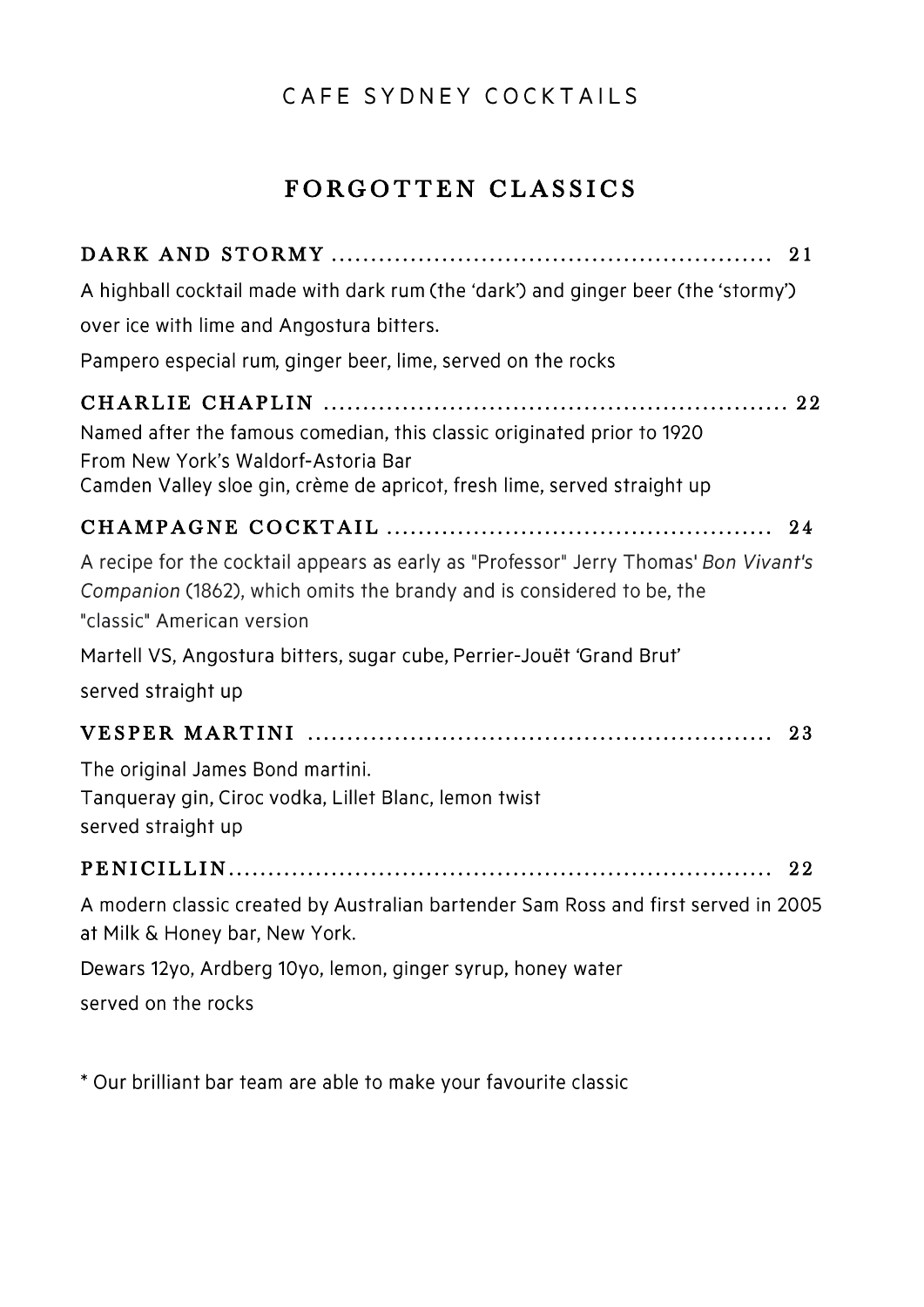# CAFE SYDNEY COCKTAILS

## FORGOTTEN CLASSICS

### DARK AND STORMY ........................................................ 21

A highball cocktail made with dark rum (the 'dark') and ginger beer (the 'stormy') over ice with lime and Angostura bitters.

Pampero especial rum, ginger beer, lime, served on the rocks

### CHARLIE CHAPLIN .......................................................... 22

Named after the famous comedian, this classic originated prior to 1920
From New York's Waldorf-Astoria Bar
Camden Valley sloe gin, crème de apricot, fresh lime, served straight up

### CHAMPAGNE COCKTAIL ................................................. 24

A recipe for the cocktail appears as early as "Professor" Jerry Thomas' *Bon Vivant's Companion* (1862), which omits the brandy and is considered to be, the "classic" American version

Martell VS, Angostura bitters, sugar cube, Perrier-Jouët 'Grand Brut'

served straight up

### VESPER MARTINI .......................................................... 23

The original James Bond martini.
Tanqueray gin, Ciroc vodka, Lillet Blanc, lemon twist
served straight up

### PENICILLIN.................................................................... 22

A modern classic created by Australian bartender Sam Ross and first served in 2005 at Milk & Honey bar, New York.

Dewars 12yo, Ardberg 10yo, lemon, ginger syrup, honey water

served on the rocks

* Our brilliant bar team are able to make your favourite classic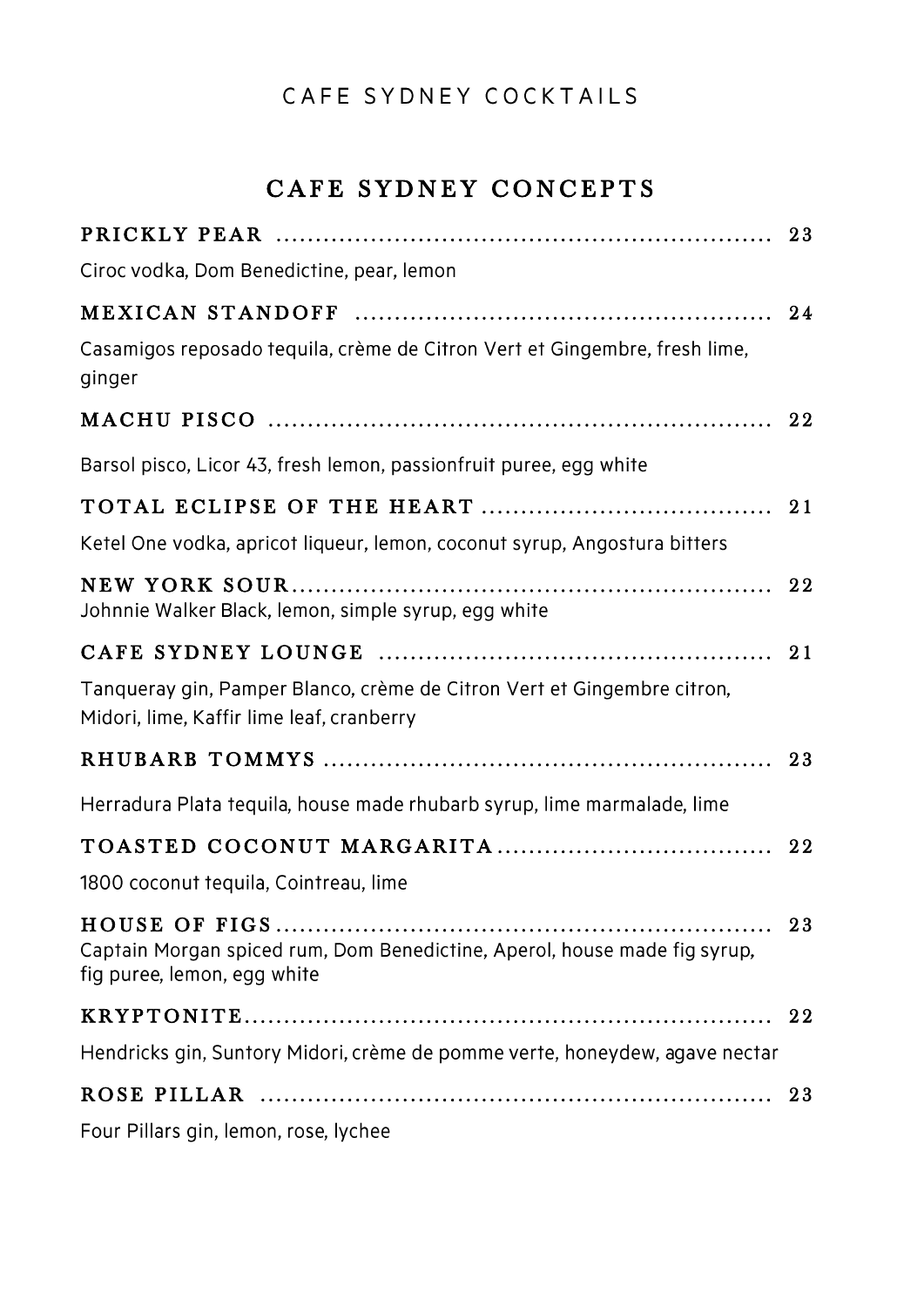# CAFE SYDNEY COCKTAILS

## CAFE SYDNEY CONCEPTS

**PRICKLY PEAR** ........ 23

Ciroc vodka, Dom Benedictine, pear, lemon

**MEXICAN STANDOFF** ........ 24

Casamigos reposado tequila, crème de Citron Vert et Gingembre, fresh lime, ginger

**MACHU PISCO** ........ 22

Barsol pisco, Licor 43, fresh lemon, passionfruit puree, egg white

**TOTAL ECLIPSE OF THE HEART** ........ 21

Ketel One vodka, apricot liqueur, lemon, coconut syrup, Angostura bitters

**NEW YORK SOUR** ........ 22

Johnnie Walker Black, lemon, simple syrup, egg white

**CAFE SYDNEY LOUNGE** ........ 21

Tanqueray gin, Pamper Blanco, crème de Citron Vert et Gingembre citron, Midori, lime, Kaffir lime leaf, cranberry

**RHUBARB TOMMYS** ........ 23

Herradura Plata tequila, house made rhubarb syrup, lime marmalade, lime

**TOASTED COCONUT MARGARITA** ........ 22

1800 coconut tequila, Cointreau, lime

**HOUSE OF FIGS** ........ 23

Captain Morgan spiced rum, Dom Benedictine, Aperol, house made fig syrup, fig puree, lemon, egg white

**KRYPTONITE** ........ 22

Hendricks gin, Suntory Midori, crème de pomme verte, honeydew, agave nectar

**ROSE PILLAR** ........ 23

Four Pillars gin, lemon, rose, lychee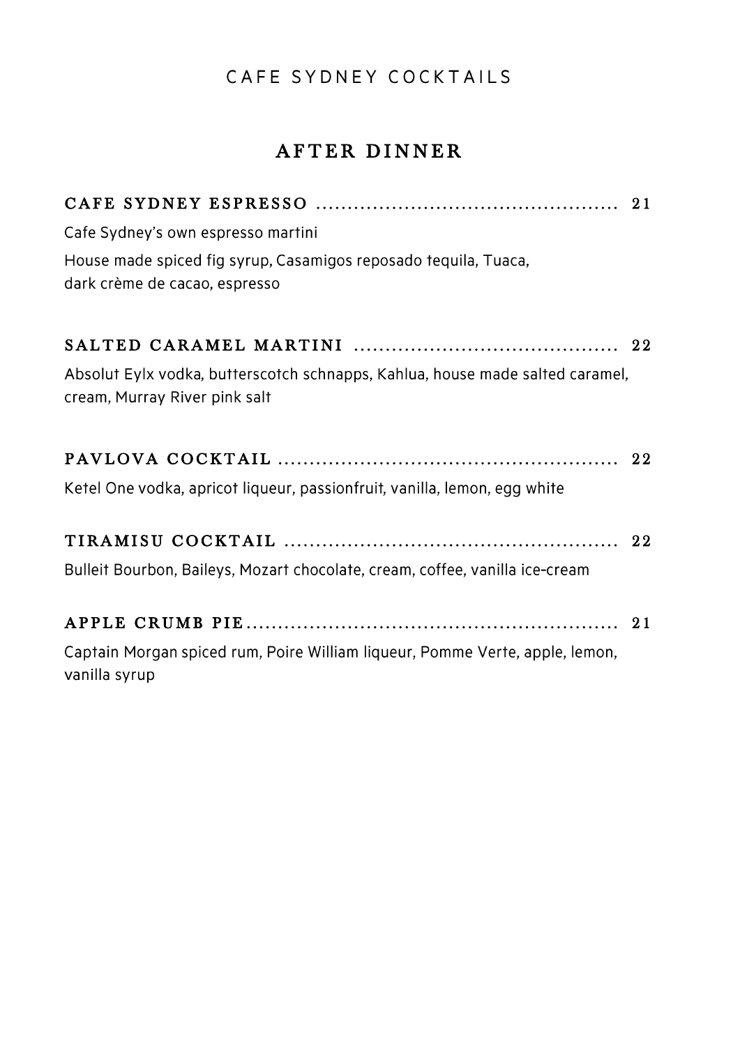# CAFE SYDNEY COCKTAILS

## AFTER DINNER

**CAFE SYDNEY ESPRESSO** ........................................ 21

Cafe Sydney's own espresso martini

House made spiced fig syrup, Casamigos reposado tequila, Tuaca, dark crème de cacao, espresso

**SALTED CARAMEL MARTINI** ........................................ 22

Absolut Eylx vodka, butterscotch schnapps, Kahlua, house made salted caramel, cream, Murray River pink salt

**PAVLOVA COCKTAIL** ........................................ 22

Ketel One vodka, apricot liqueur, passionfruit, vanilla, lemon, egg white

**TIRAMISU COCKTAIL** ........................................ 22

Bulleit Bourbon, Baileys, Mozart chocolate, cream, coffee, vanilla ice-cream

**APPLE CRUMB PIE** ........................................ 21

Captain Morgan spiced rum, Poire William liqueur, Pomme Verte, apple, lemon, vanilla syrup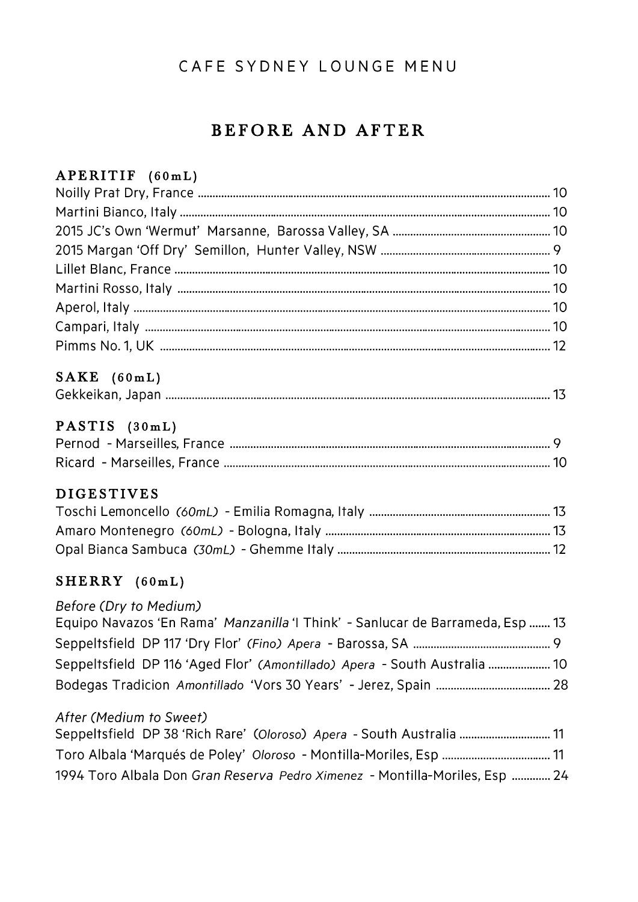CAFE SYDNEY LOUNGE MENU

# BEFORE AND AFTER

## APERITIF (60mL)

Noilly Prat Dry, France ........ 10
Martini Bianco, Italy ........ 10
2015 JC's Own 'Wermut' Marsanne, Barossa Valley, SA ........ 10
2015 Margan 'Off Dry' Semillon, Hunter Valley, NSW ........ 9
Lillet Blanc, France ........ 10
Martini Rosso, Italy ........ 10
Aperol, Italy ........ 10
Campari, Italy ........ 10
Pimms No. 1, UK ........ 12

## SAKE (60mL)

Gekkeikan, Japan ........ 13

## PASTIS (30mL)

Pernod - Marseilles, France ........ 9
Ricard - Marseilles, France ........ 10

## DIGESTIVES

Toschi Lemoncello *(60mL)* - Emilia Romagna, Italy ........ 13
Amaro Montenegro *(60mL)* - Bologna, Italy ........ 13
Opal Bianca Sambuca *(30mL)* - Ghemme Italy ........ 12

## SHERRY (60mL)

*Before (Dry to Medium)*

Equipo Navazos 'En Rama' *Manzanilla* 'I Think' - Sanlucar de Barrameda, Esp ........ 13
Seppeltsfield DP 117 'Dry Flor' *(Fino) Apera* - Barossa, SA ........ 9
Seppeltsfield DP 116 'Aged Flor' *(Amontillado) Apera* - South Australia ........ 10
Bodegas Tradicion *Amontillado* 'Vors 30 Years' - Jerez, Spain ........ 28

*After (Medium to Sweet)*

Seppeltsfield DP 38 'Rich Rare' (*Oloroso*) *Apera* - South Australia ........ 11
Toro Albala 'Marqués de Poley' *Oloroso* - Montilla-Moriles, Esp ........ 11
1994 Toro Albala Don *Gran Reserva* *Pedro Ximenez* - Montilla-Moriles, Esp ........ 24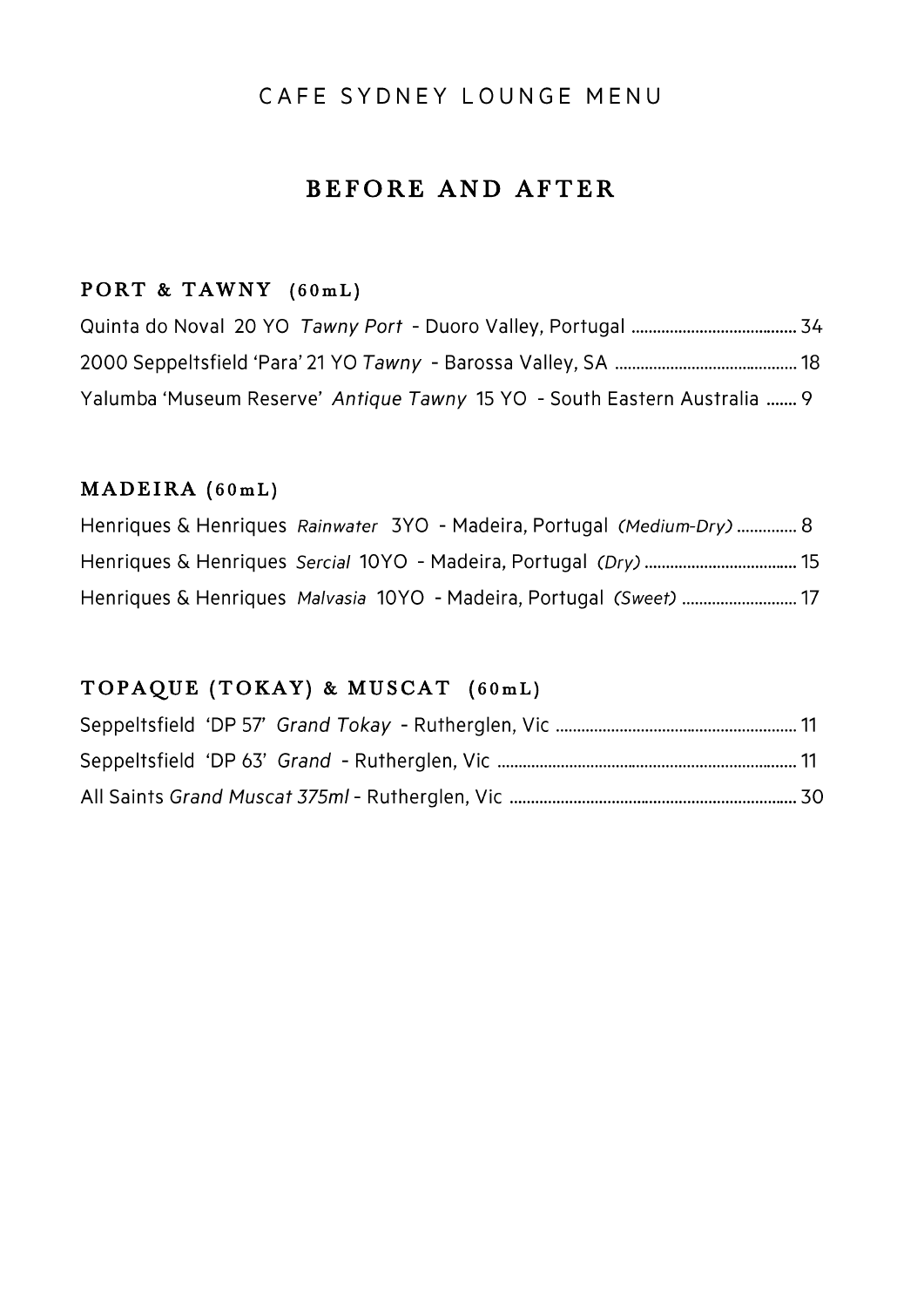CAFE SYDNEY LOUNGE MENU

# BEFORE AND AFTER

## PORT & TAWNY (60mL)

Quinta do Noval 20 YO *Tawny Port* - Duoro Valley, Portugal ........................................ 34

2000 Seppeltsfield 'Para' 21 YO *Tawny* - Barossa Valley, SA ........................................ 18

Yalumba 'Museum Reserve' *Antique Tawny* 15 YO - South Eastern Australia ....... 9

## MADEIRA (60mL)

Henriques & Henriques *Rainwater* 3YO - Madeira, Portugal *(Medium-Dry)* .............. 8

Henriques & Henriques *Sercial* 10YO - Madeira, Portugal *(Dry)* .................................... 15

Henriques & Henriques *Malvasia* 10YO - Madeira, Portugal *(Sweet)* ........................... 17

## TOPAQUE (TOKAY) & MUSCAT (60mL)

Seppeltsfield 'DP 57' *Grand Tokay* - Rutherglen, Vic ........................................................ 11

Seppeltsfield 'DP 63' *Grand* - Rutherglen, Vic ........................................................................ 11

All Saints *Grand Muscat 375ml* - Rutherglen, Vic ..................................................................... 30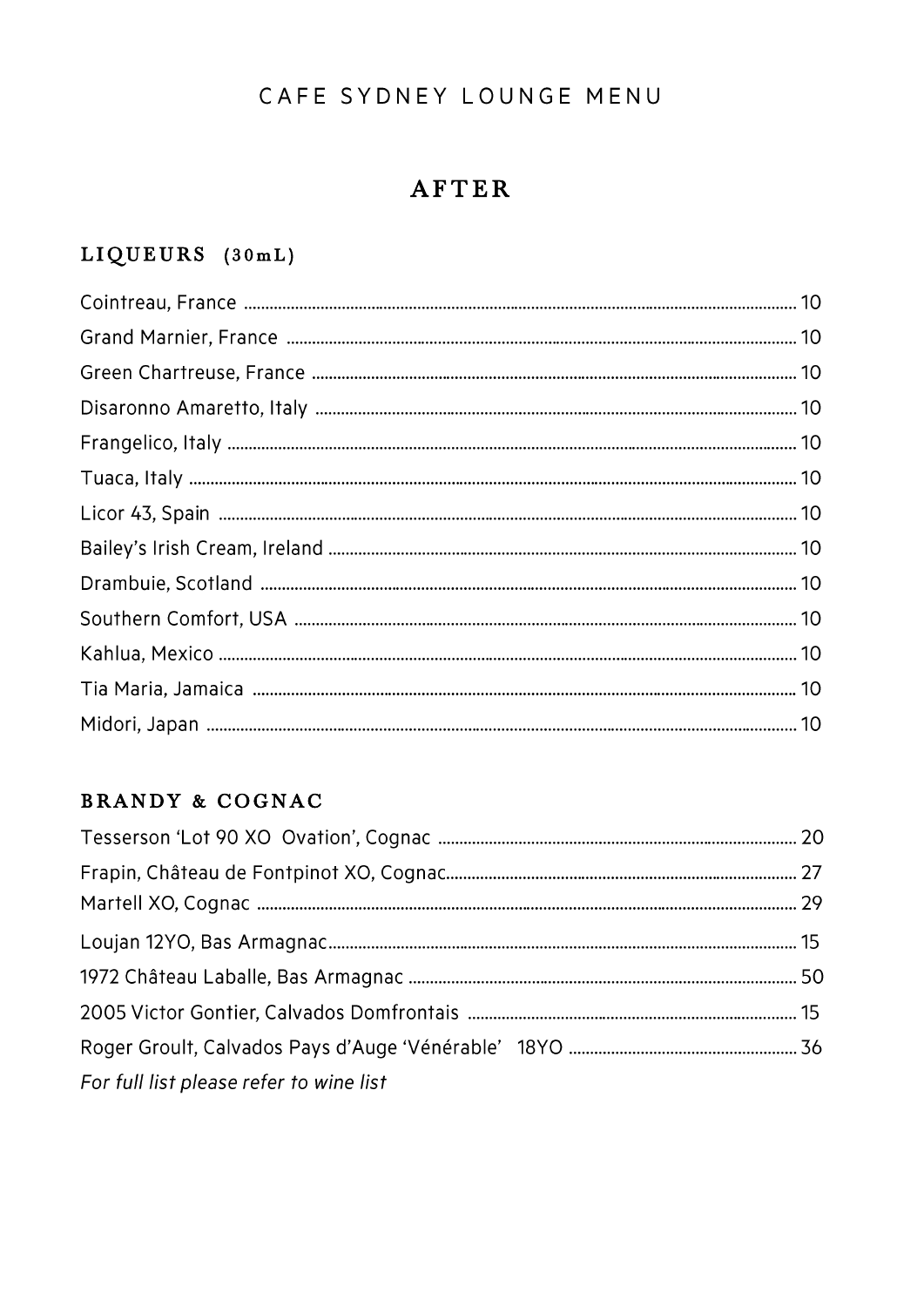CAFE SYDNEY LOUNGE MENU

# AFTER

## LIQUEURS (30mL)

| Item | Price |
| --- | --- |
| Cointreau, France | 10 |
| Grand Marnier, France | 10 |
| Green Chartreuse, France | 10 |
| Disaronno Amaretto, Italy | 10 |
| Frangelico, Italy | 10 |
| Tuaca, Italy | 10 |
| Licor 43, Spain | 10 |
| Bailey's Irish Cream, Ireland | 10 |
| Drambuie, Scotland | 10 |
| Southern Comfort, USA | 10 |
| Kahlua, Mexico | 10 |
| Tia Maria, Jamaica | 10 |
| Midori, Japan | 10 |

## BRANDY & COGNAC

| Item | Price |
| --- | --- |
| Tesserson 'Lot 90 XO Ovation', Cognac | 20 |
| Frapin, Château de Fontpinot XO, Cognac | 27 |
| Martell XO, Cognac | 29 |
| Loujan 12YO, Bas Armagnac | 15 |
| 1972 Château Laballe, Bas Armagnac | 50 |
| 2005 Victor Gontier, Calvados Domfrontais | 15 |
| Roger Groult, Calvados Pays d'Auge 'Vénérable' 18YO | 36 |

*For full list please refer to wine list*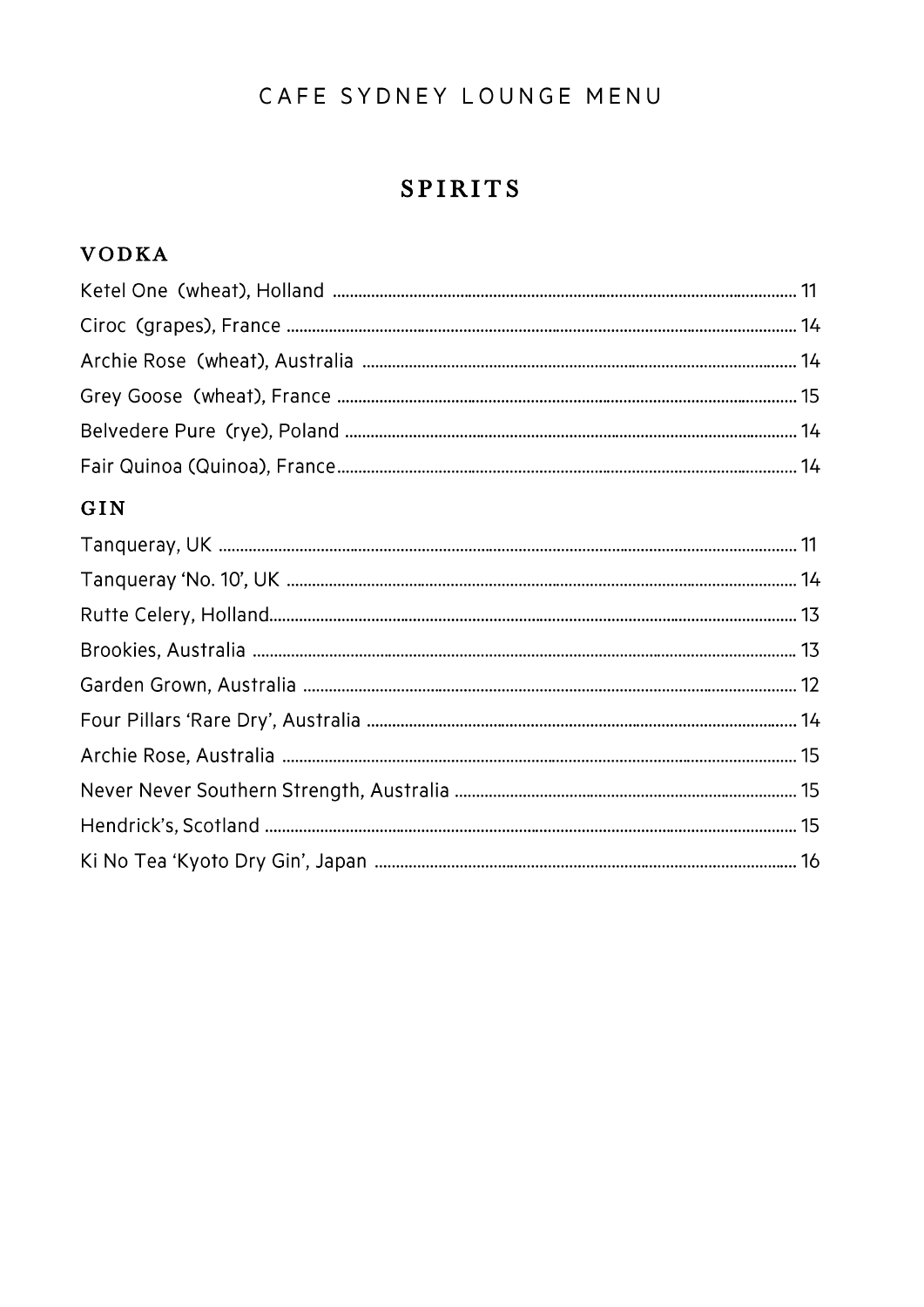# CAFE SYDNEY LOUNGE MENU

## SPIRITS

### VODKA

Ketel One (wheat), Holland ........ 11

Ciroc (grapes), France ........ 14

Archie Rose (wheat), Australia ........ 14

Grey Goose (wheat), France ........ 15

Belvedere Pure (rye), Poland ........ 14

Fair Quinoa (Quinoa), France ........ 14

### GIN

Tanqueray, UK ........ 11

Tanqueray 'No. 10', UK ........ 14

Rutte Celery, Holland ........ 13

Brookies, Australia ........ 13

Garden Grown, Australia ........ 12

Four Pillars 'Rare Dry', Australia ........ 14

Archie Rose, Australia ........ 15

Never Never Southern Strength, Australia ........ 15

Hendrick's, Scotland ........ 15

Ki No Tea 'Kyoto Dry Gin', Japan ........ 16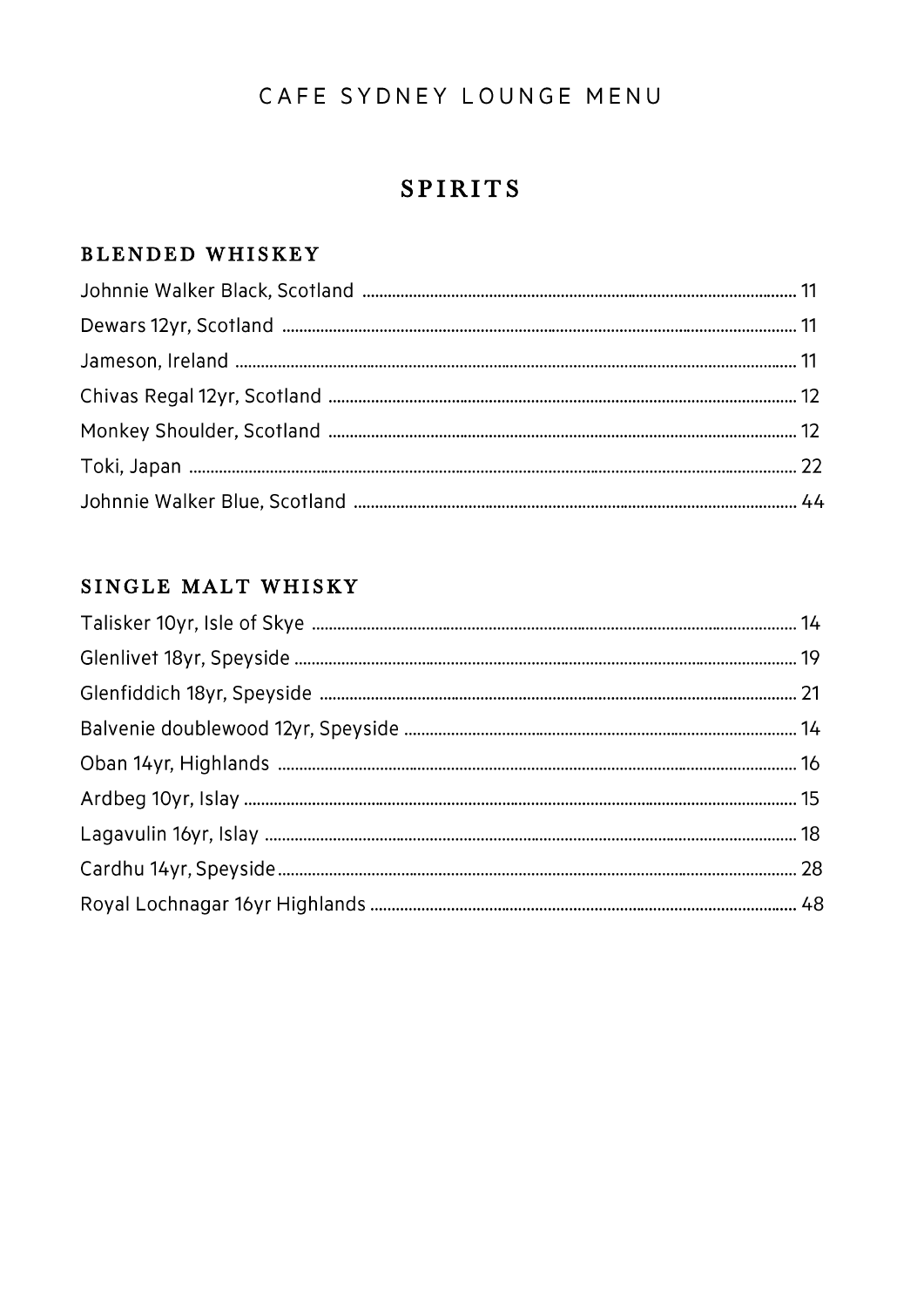CAFE SYDNEY LOUNGE MENU

# SPIRITS

## BLENDED WHISKEY

Johnnie Walker Black, Scotland ........ 11
Dewars 12yr, Scotland ........ 11
Jameson, Ireland ........ 11
Chivas Regal 12yr, Scotland ........ 12
Monkey Shoulder, Scotland ........ 12
Toki, Japan ........ 22
Johnnie Walker Blue, Scotland ........ 44

## SINGLE MALT WHISKY

Talisker 10yr, Isle of Skye ........ 14
Glenlivet 18yr, Speyside ........ 19
Glenfiddich 18yr, Speyside ........ 21
Balvenie doublewood 12yr, Speyside ........ 14
Oban 14yr, Highlands ........ 16
Ardbeg 10yr, Islay ........ 15
Lagavulin 16yr, Islay ........ 18
Cardhu 14yr, Speyside ........ 28
Royal Lochnagar 16yr Highlands ........ 48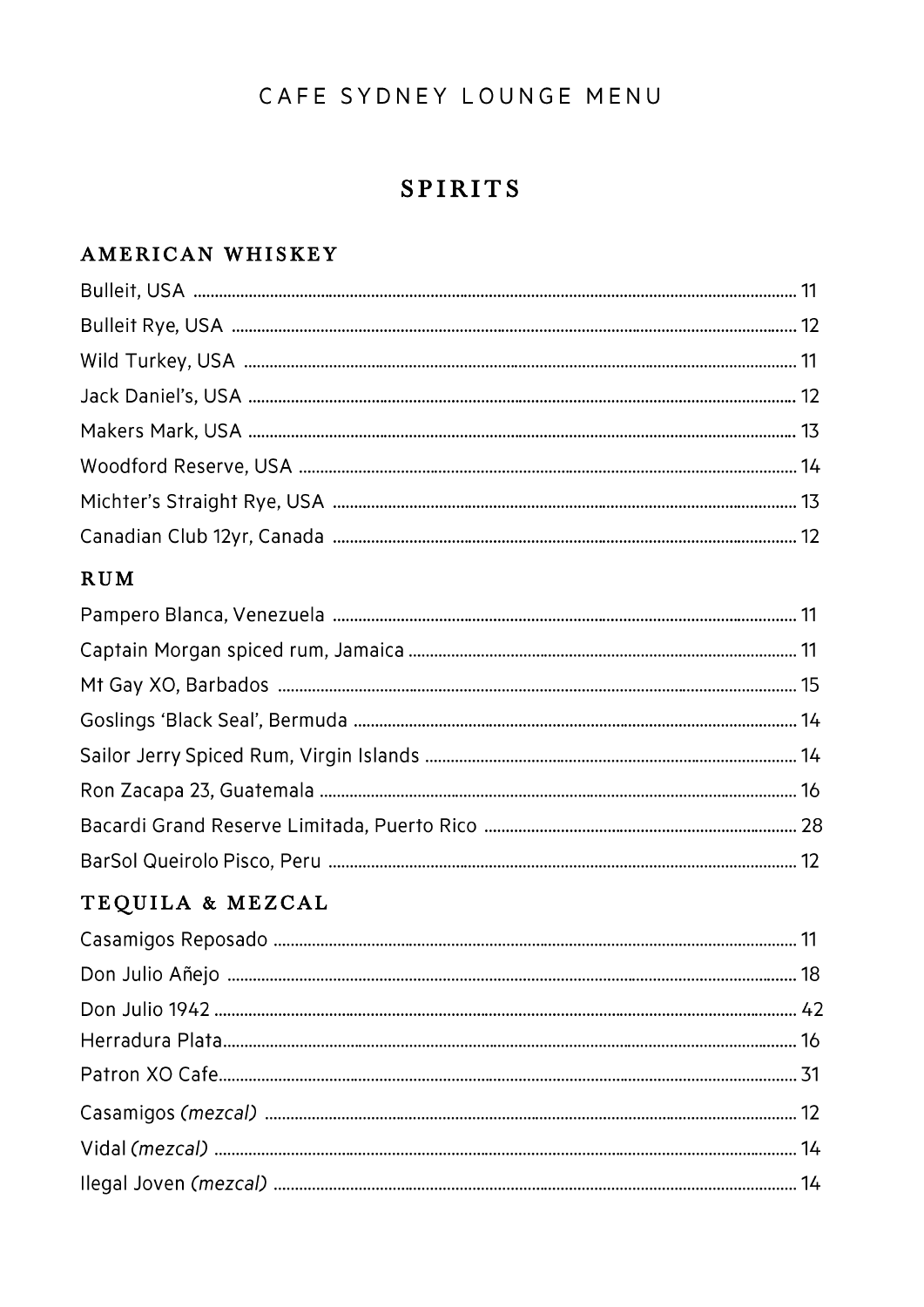# CAFE SYDNEY LOUNGE MENU

## SPIRITS

### AMERICAN WHISKEY

| Item | Price |
|---|---|
| Bulleit, USA | 11 |
| Bulleit Rye, USA | 12 |
| Wild Turkey, USA | 11 |
| Jack Daniel's, USA | 12 |
| Makers Mark, USA | 13 |
| Woodford Reserve, USA | 14 |
| Michter's Straight Rye, USA | 13 |
| Canadian Club 12yr, Canada | 12 |

### RUM

| Item | Price |
|---|---|
| Pampero Blanca, Venezuela | 11 |
| Captain Morgan spiced rum, Jamaica | 11 |
| Mt Gay XO, Barbados | 15 |
| Goslings 'Black Seal', Bermuda | 14 |
| Sailor Jerry Spiced Rum, Virgin Islands | 14 |
| Ron Zacapa 23, Guatemala | 16 |
| Bacardi Grand Reserve Limitada, Puerto Rico | 28 |
| BarSol Queirolo Pisco, Peru | 12 |

### TEQUILA & MEZCAL

| Item | Price |
|---|---|
| Casamigos Reposado | 11 |
| Don Julio Añejo | 18 |
| Don Julio 1942 | 42 |
| Herradura Plata | 16 |
| Patron XO Cafe | 31 |
| Casamigos *(mezcal)* | 12 |
| Vidal *(mezcal)* | 14 |
| Ilegal Joven *(mezcal)* | 14 |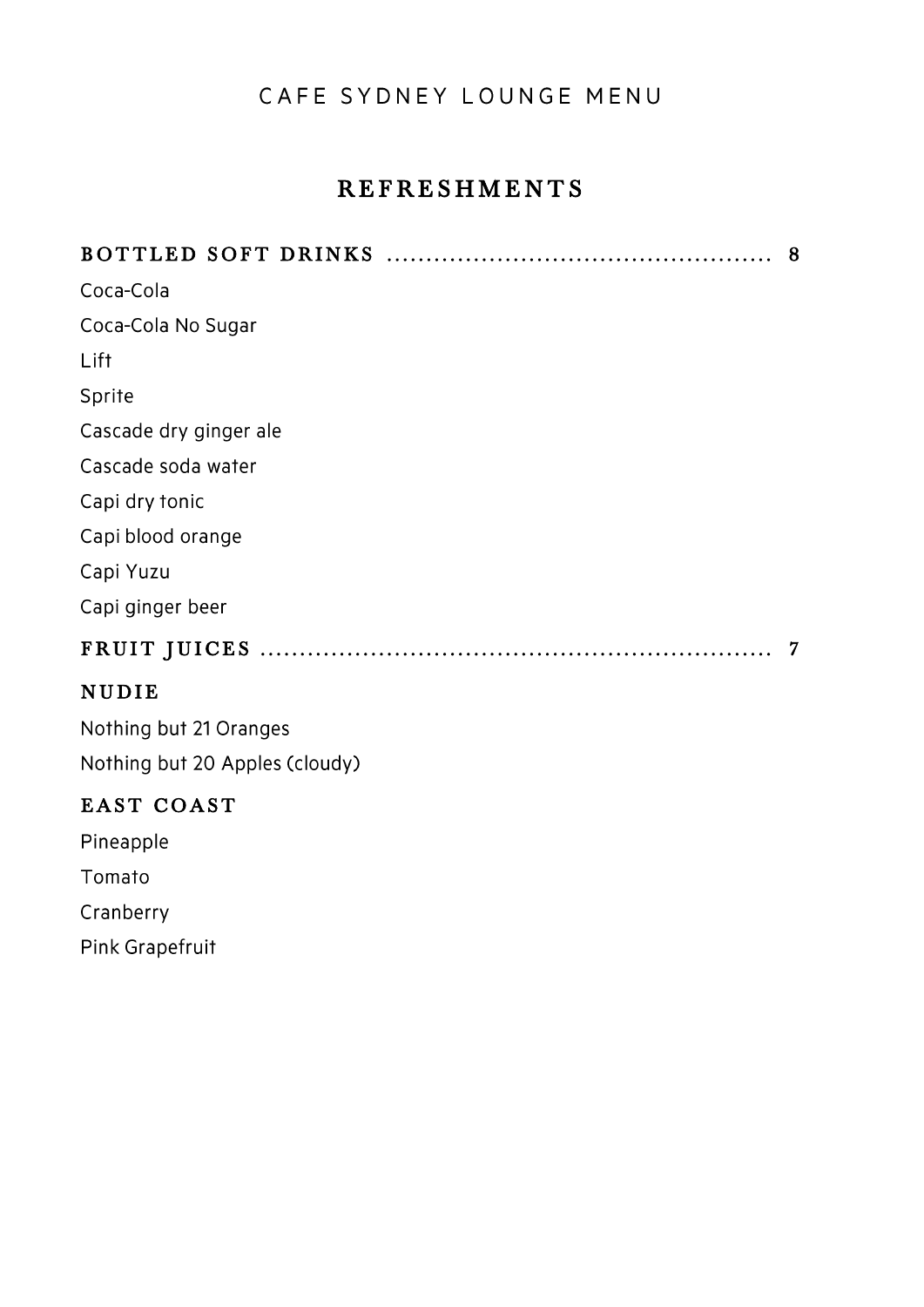CAFE SYDNEY LOUNGE MENU

# REFRESHMENTS

## BOTTLED SOFT DRINKS ........ 8

Coca-Cola

Coca-Cola No Sugar

Lift

Sprite

Cascade dry ginger ale

Cascade soda water

Capi dry tonic

Capi blood orange

Capi Yuzu

Capi ginger beer

## FRUIT JUICES ........ 7

### NUDIE

Nothing but 21 Oranges

Nothing but 20 Apples (cloudy)

### EAST COAST

Pineapple

Tomato

Cranberry

Pink Grapefruit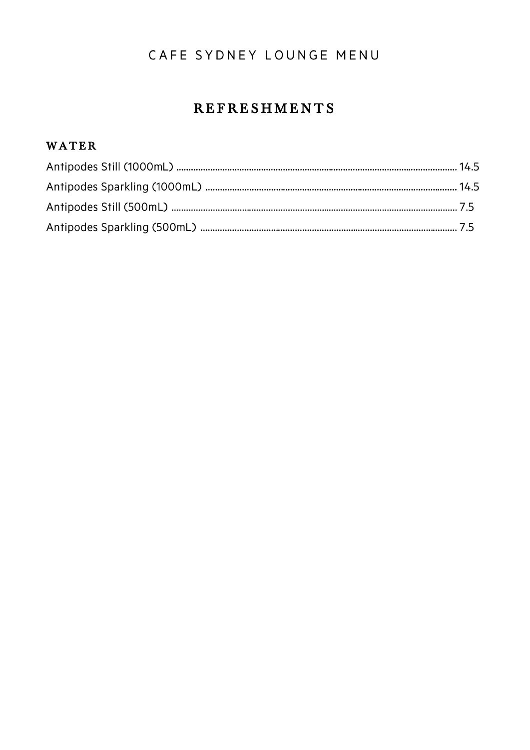# CAFE SYDNEY LOUNGE MENU

## REFRESHMENTS

### WATER

Antipodes Still (1000mL) ........ 14.5

Antipodes Sparkling (1000mL) ........ 14.5

Antipodes Still (500mL) ........ 7.5

Antipodes Sparkling (500mL) ........ 7.5